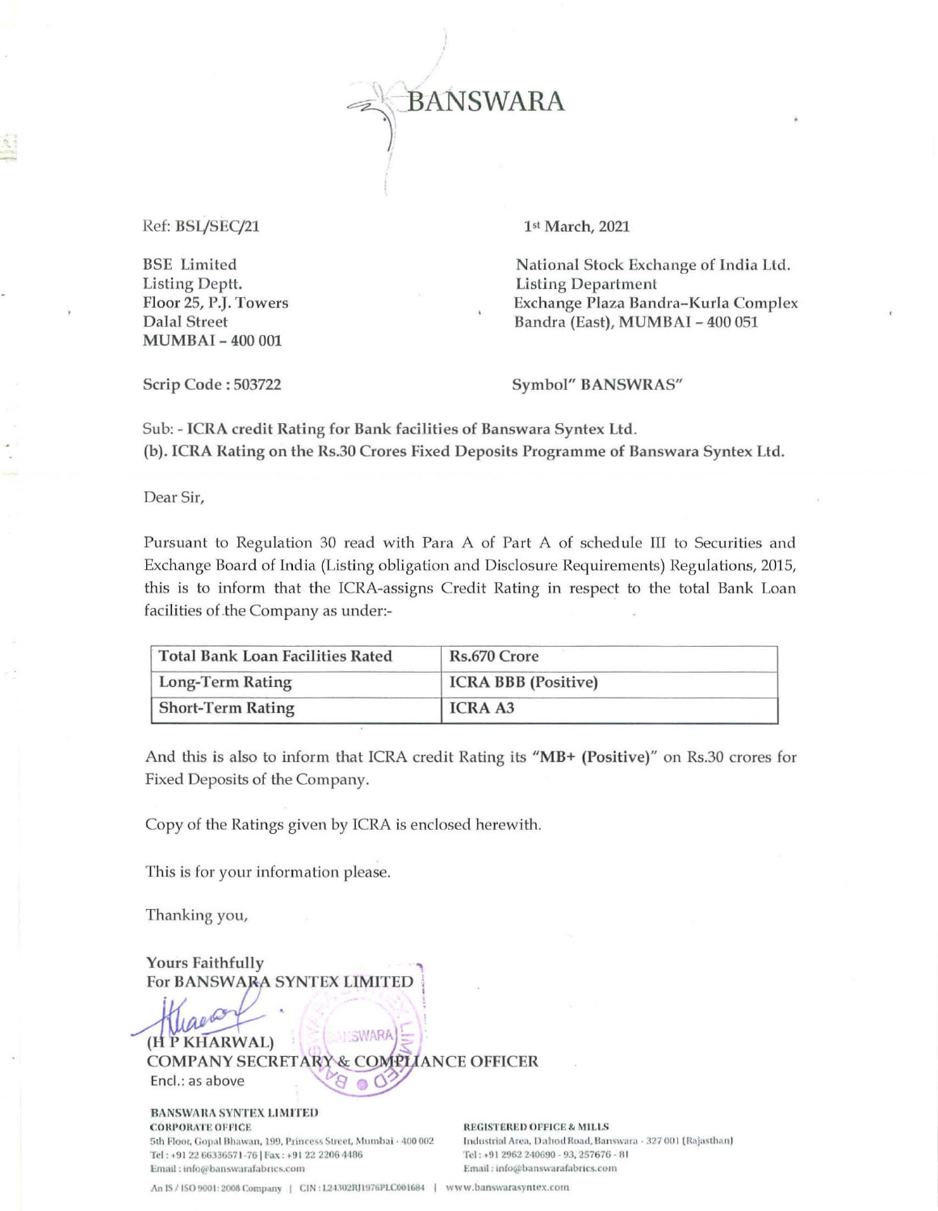# BANSWARA

Ref: BSL/SEC/21

1st March, 2021

BSE Limited
Listing Deptt.
Floor 25, P.J. Towers
Dalal Street
MUMBAI – 400 001

National Stock Exchange of India Ltd.
Listing Department
Exchange Plaza Bandra-Kurla Complex
Bandra (East), MUMBAI – 400 051

Scrip Code : 503722

Symbol" BANSWRAS"

Sub: - **ICRA credit Rating for Bank facilities of Banswara Syntex Ltd.**
**(b). ICRA Rating on the Rs.30 Crores Fixed Deposits Programme of Banswara Syntex Ltd.**

Dear Sir,

Pursuant to Regulation 30 read with Para A of Part A of schedule III to Securities and Exchange Board of India (Listing obligation and Disclosure Requirements) Regulations, 2015, this is to inform that the ICRA-assigns Credit Rating in respect to the total Bank Loan facilities of the Company as under:-

| Total Bank Loan Facilities Rated | Rs.670 Crore |
|---|---|
| Long-Term Rating | ICRA BBB (Positive) |
| Short-Term Rating | ICRA A3 |

And this is also to inform that ICRA credit Rating its **"MB+ (Positive)"** on Rs.30 crores for Fixed Deposits of the Company.

Copy of the Ratings given by ICRA is enclosed herewith.

This is for your information please.

Thanking you,

Yours Faithfully
For BANSWARA SYNTEX LIMITED

(H P KHARWAL)
COMPANY SECRETARY & COMPLIANCE OFFICER
Encl.: as above

**BANSWARA SYNTEX LIMITED**
**CORPORATE OFFICE**
5th Floor, Gopal Bhawan, 199, Princess Street, Mumbai - 400 002
Tel : +91 22 66336571-76 | Fax : +91 22 2206 4486
Email : info@banswarafabrics.com

**REGISTERED OFFICE & MILLS**
Industrial Area, Dahod Road, Banswara - 327 001 (Rajasthan)
Tel : +91 2962 240690 - 93, 257676 - 81
Email : info@banswarafabrics.com

An IS / ISO 9001: 2008 Company | CIN : L24302RJ1976PLC001684 | www.banswarasyntex.com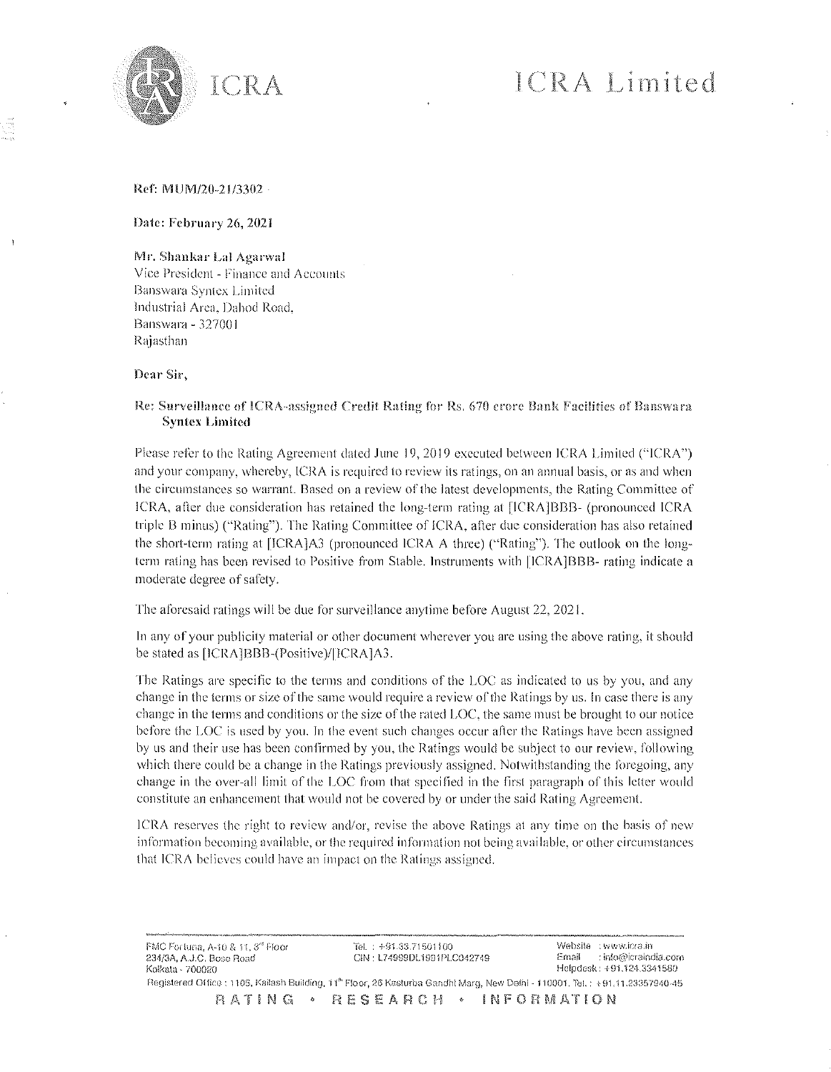# ICRA Limited

**Ref: MUM/20-21/3302**

**Date: February 26, 2021**

**Mr. Shankar Lal Agarwal**
Vice President - Finance and Accounts
Banswara Syntex Limited
Industrial Area, Dahod Road,
Banswara - 327001
Rajasthan

**Dear Sir,**

**Re: Surveillance of ICRA-assigned Credit Rating for Rs. 670 crore Bank Facilities of Banswara Syntex Limited**

Please refer to the Rating Agreement dated June 19, 2019 executed between ICRA Limited ("ICRA") and your company, whereby, ICRA is required to review its ratings, on an annual basis, or as and when the circumstances so warrant. Based on a review of the latest developments, the Rating Committee of ICRA, after due consideration has retained the long-term rating at [ICRA]BBB- (pronounced ICRA triple B minus) ("Rating"). The Rating Committee of ICRA, after due consideration has also retained the short-term rating at [ICRA]A3 (pronounced ICRA A three) ("Rating"). The outlook on the long-term rating has been revised to Positive from Stable. Instruments with [ICRA]BBB- rating indicate a moderate degree of safety.

The aforesaid ratings will be due for surveillance anytime before August 22, 2021.

In any of your publicity material or other document wherever you are using the above rating, it should be stated as [ICRA]BBB-(Positive)/[ICRA]A3.

The Ratings are specific to the terms and conditions of the LOC as indicated to us by you, and any change in the terms or size of the same would require a review of the Ratings by us. In case there is any change in the terms and conditions or the size of the rated LOC, the same must be brought to our notice before the LOC is used by you. In the event such changes occur after the Ratings have been assigned by us and their use has been confirmed by you, the Ratings would be subject to our review, following which there could be a change in the Ratings previously assigned. Notwithstanding the foregoing, any change in the over-all limit of the LOC from that specified in the first paragraph of this letter would constitute an enhancement that would not be covered by or under the said Rating Agreement.

ICRA reserves the right to review and/or, revise the above Ratings at any time on the basis of new information becoming available, or the required information not being available, or other circumstances that ICRA believes could have an impact on the Ratings assigned.

FMC Fortuna, A-10 & 11, 3rd Floor
234/3A, A.J.C. Bose Road
Kolkata - 700020

Tel. : +91.33.71501100
CIN : L74999DL1991PLC042749

Website : www.icra.in
Email : info@icraindia.com
Helpdesk : +91.124.5341580

Registered Office : 1105, Kailash Building, 11th Floor, 26 Kasturba Gandhi Marg, New Delhi - 110001. Tel. : +91.11.23357940-45

RATING • RESEARCH • INFORMATION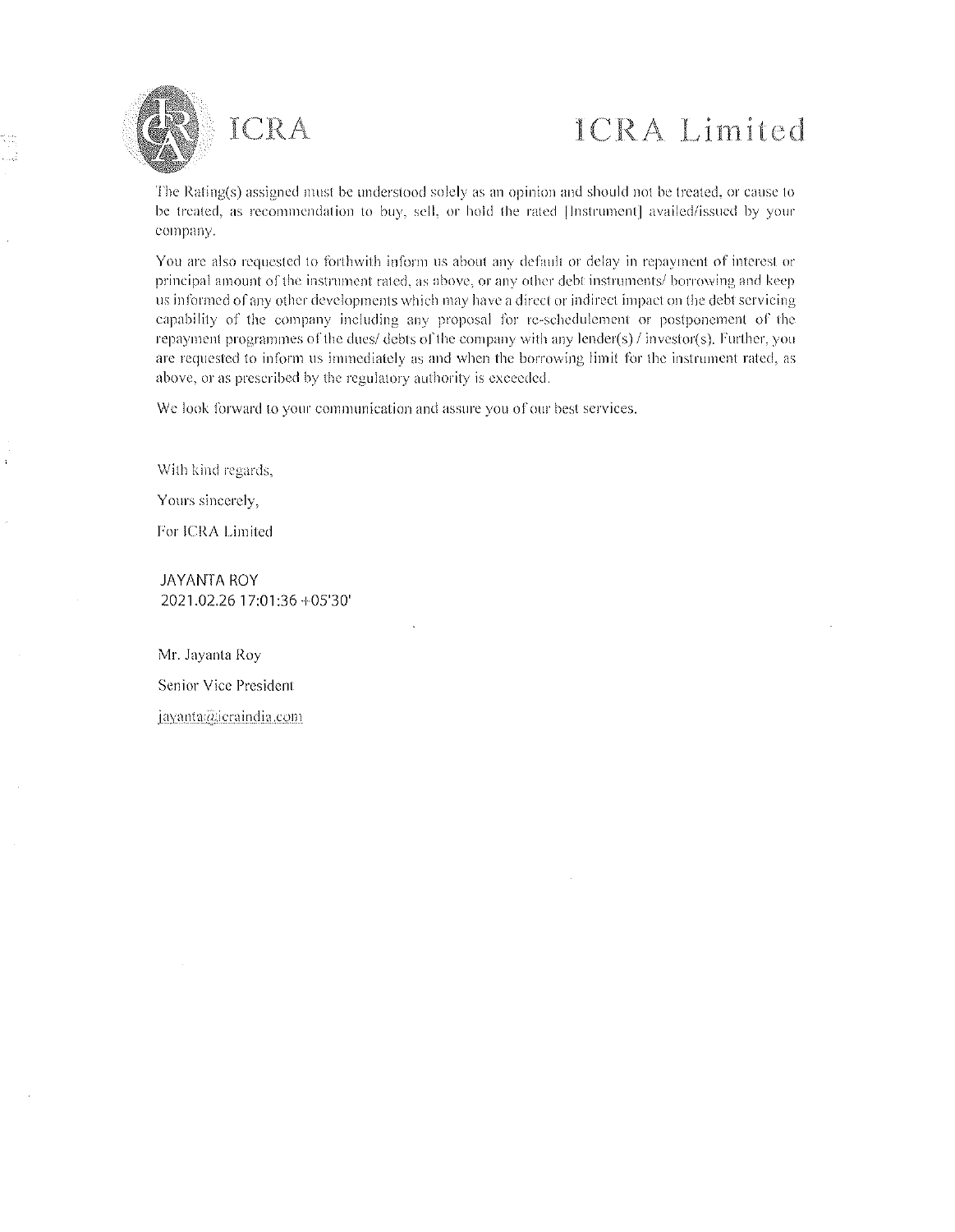The Rating(s) assigned must be understood solely as an opinion and should not be treated, or cause to be treated, as recommendation to buy, sell, or hold the rated [Instrument] availed/issued by your company.

You are also requested to forthwith inform us about any default or delay in repayment of interest or principal amount of the instrument rated, as above, or any other debt instruments/ borrowing and keep us informed of any other developments which may have a direct or indirect impact on the debt servicing capability of the company including any proposal for re-schedulement or postponement of the repayment programmes of the dues/ debts of the company with any lender(s) / investor(s). Further, you are requested to inform us immediately as and when the borrowing limit for the instrument rated, as above, or as prescribed by the regulatory authority is exceeded.

We look forward to your communication and assure you of our best services.

With kind regards,

Yours sincerely,

For ICRA Limited

JAYANTA ROY
2021.02.26 17:01:36 +05'30'

Mr. Jayanta Roy

Senior Vice President

jayanta@icraindia.com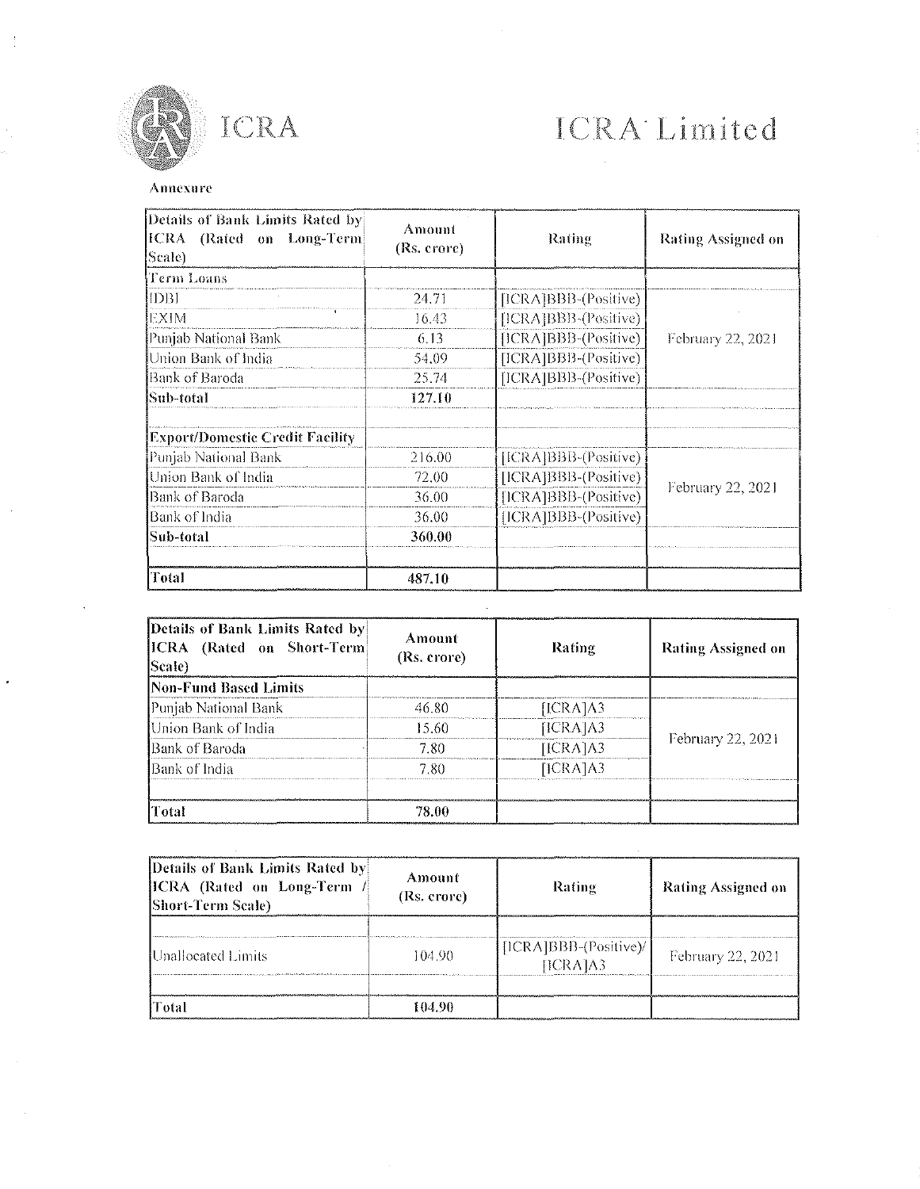ICRA Limited

**Annexure**

| Details of Bank Limits Rated by ICRA (Rated on Long-Term Scale) | Amount (Rs. crore) | Rating | Rating Assigned on |
|---|---|---|---|
| Term Loans | | | |
| IDBI | 24.71 | [ICRA]BBB-(Positive) | February 22, 2021 |
| EXIM | 16.43 | [ICRA]BBB-(Positive) | |
| Punjab National Bank | 6.13 | [ICRA]BBB-(Positive) | |
| Union Bank of India | 54.09 | [ICRA]BBB-(Positive) | |
| Bank of Baroda | 25.74 | [ICRA]BBB-(Positive) | |
| **Sub-total** | **127.10** | | |
| | | | |
| **Export/Domestic Credit Facility** | | | |
| Punjab National Bank | 216.00 | [ICRA]BBB-(Positive) | February 22, 2021 |
| Union Bank of India | 72.00 | [ICRA]BBB-(Positive) | |
| Bank of Baroda | 36.00 | [ICRA]BBB-(Positive) | |
| Bank of India | 36.00 | [ICRA]BBB-(Positive) | |
| **Sub-total** | **360.00** | | |
| | | | |
| **Total** | **487.10** | | |

| Details of Bank Limits Rated by ICRA (Rated on Short-Term Scale) | Amount (Rs. crore) | Rating | Rating Assigned on |
|---|---|---|---|
| **Non-Fund Based Limits** | | | |
| Punjab National Bank | 46.80 | [ICRA]A3 | February 22, 2021 |
| Union Bank of India | 15.60 | [ICRA]A3 | |
| Bank of Baroda | 7.80 | [ICRA]A3 | |
| Bank of India | 7.80 | [ICRA]A3 | |
| | | | |
| **Total** | **78.00** | | |

| Details of Bank Limits Rated by ICRA (Rated on Long-Term / Short-Term Scale) | Amount (Rs. crore) | Rating | Rating Assigned on |
|---|---|---|---|
| | | | |
| Unallocated Limits | 104.90 | [ICRA]BBB-(Positive)/ [ICRA]A3 | February 22, 2021 |
| | | | |
| **Total** | **104.90** | | |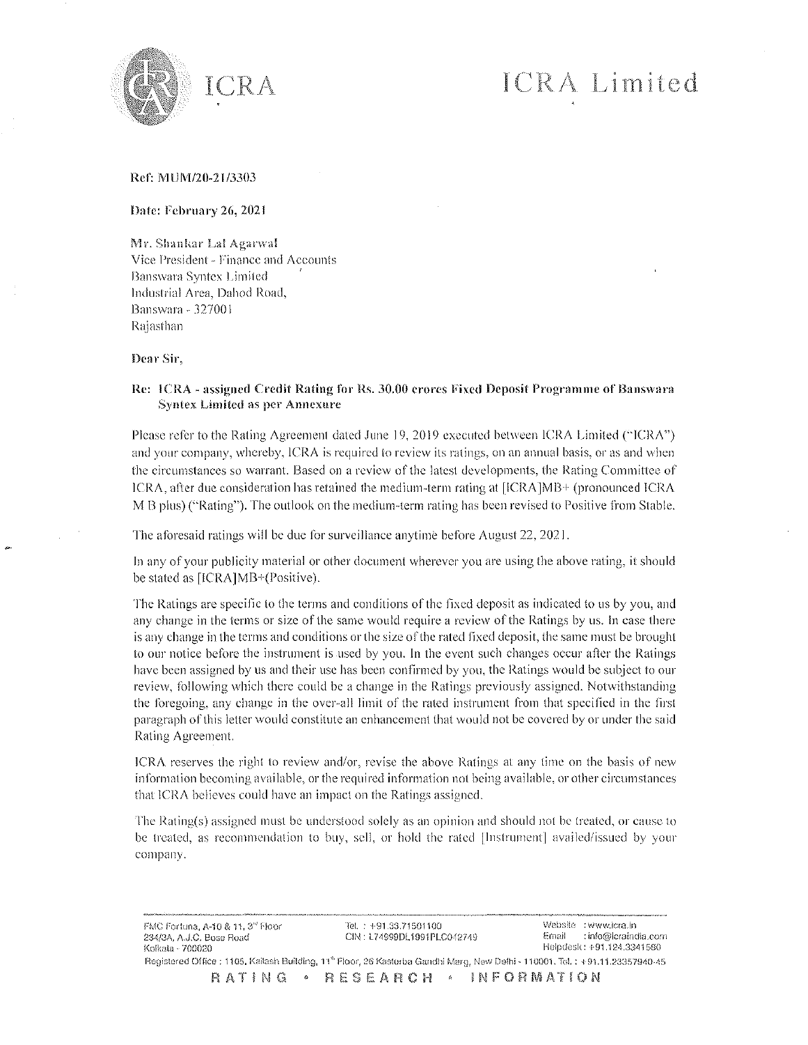# ICRA Limited

Ref: MUM/20-21/3303

Date: February 26, 2021

Mr. Shankar Lal Agarwal
Vice President - Finance and Accounts
Banswara Syntex Limited
Industrial Area, Dahod Road,
Banswara - 327001
Rajasthan

Dear Sir,

**Re: ICRA - assigned Credit Rating for Rs. 30.00 crores Fixed Deposit Programme of Banswara Syntex Limited as per Annexure**

Please refer to the Rating Agreement dated June 19, 2019 executed between ICRA Limited ("ICRA") and your company, whereby, ICRA is required to review its ratings, on an annual basis, or as and when the circumstances so warrant. Based on a review of the latest developments, the Rating Committee of ICRA, after due consideration has retained the medium-term rating at [ICRA]MB+ (pronounced ICRA M B plus) ("Rating"). The outlook on the medium-term rating has been revised to Positive from Stable.

The aforesaid ratings will be due for surveillance anytime before August 22, 2021.

In any of your publicity material or other document wherever you are using the above rating, it should be stated as [ICRA]MB+(Positive).

The Ratings are specific to the terms and conditions of the fixed deposit as indicated to us by you, and any change in the terms or size of the same would require a review of the Ratings by us. In case there is any change in the terms and conditions or the size of the rated fixed deposit, the same must be brought to our notice before the instrument is used by you. In the event such changes occur after the Ratings have been assigned by us and their use has been confirmed by you, the Ratings would be subject to our review, following which there could be a change in the Ratings previously assigned. Notwithstanding the foregoing, any change in the over-all limit of the rated instrument from that specified in the first paragraph of this letter would constitute an enhancement that would not be covered by or under the said Rating Agreement.

ICRA reserves the right to review and/or, revise the above Ratings at any time on the basis of new information becoming available, or the required information not being available, or other circumstances that ICRA believes could have an impact on the Ratings assigned.

The Rating(s) assigned must be understood solely as an opinion and should not be treated, or cause to be treated, as recommendation to buy, sell, or hold the rated [Instrument] availed/issued by your company.

FMC Fortuna, A-10 & 11, 3rd Floor
234/3A, A.J.C. Bose Road
Kolkata - 700020

Tel. : +91.33.71501100
CIN : L74999DL1991PLC042749

Website : www.icra.in
Email : info@icraindia.com
Helpdesk : +91.124.3341580

Registered Office : 1105, Kailash Building, 11th Floor, 26 Kasturba Gandhi Marg, New Delhi - 110001. Tel. : +91.11.23357940-45

RATING • RESEARCH • INFORMATION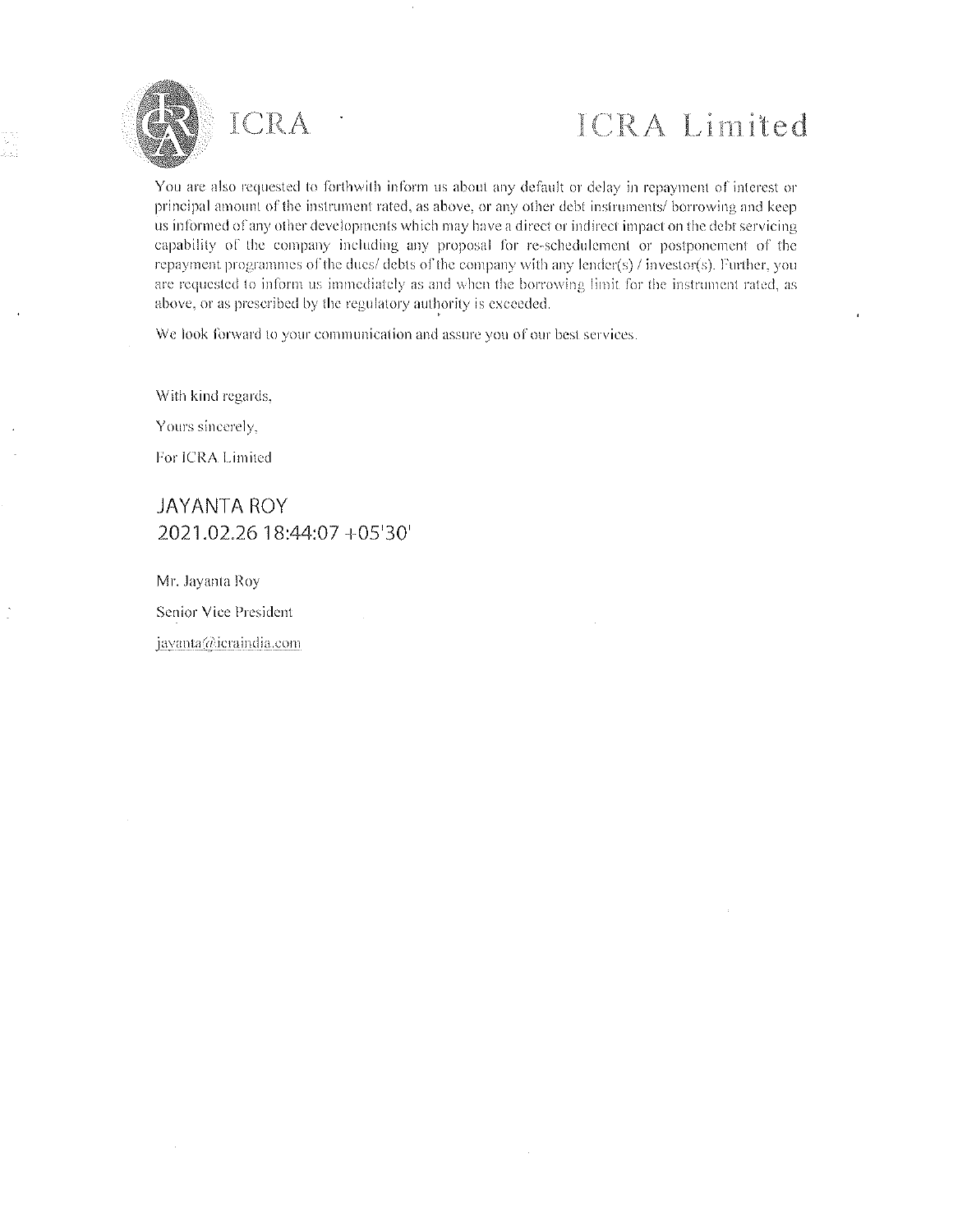ICRA

ICRA Limited

You are also requested to forthwith inform us about any default or delay in repayment of interest or principal amount of the instrument rated, as above, or any other debt instruments/ borrowing and keep us informed of any other developments which may have a direct or indirect impact on the debt servicing capability of the company including any proposal for re-schedulement or postponement of the repayment programmes of the dues/ debts of the company with any lender(s) / investor(s). Further, you are requested to inform us immediately as and when the borrowing limit for the instrument rated, as above, or as prescribed by the regulatory authority is exceeded.

We look forward to your communication and assure you of our best services.

With kind regards,

Yours sincerely,

For ICRA Limited

JAYANTA ROY
2021.02.26 18:44:07 +05'30'

Mr. Jayanta Roy

Senior Vice President

jayanta@icraindia.com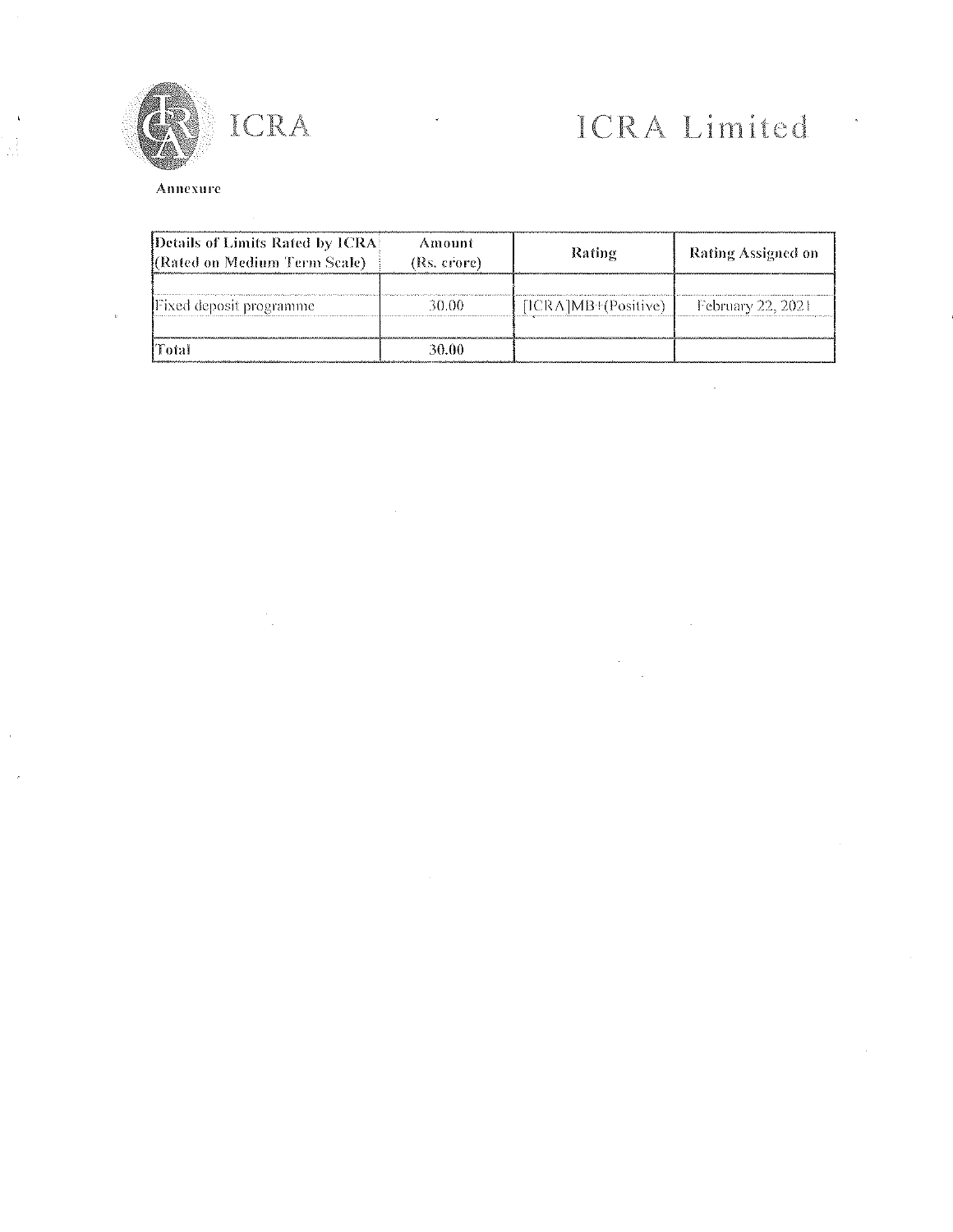ICRA Limited

Annexure

| Details of Limits Rated by ICRA (Rated on Medium Term Scale) | Amount (Rs. crore) | Rating | Rating Assigned on |
| --- | --- | --- | --- |
| | | | |
| Fixed deposit programme | 30.00 | [ICRA]MB+(Positive) | February 22, 2021 |
| | | | |
| Total | 30.00 | | |